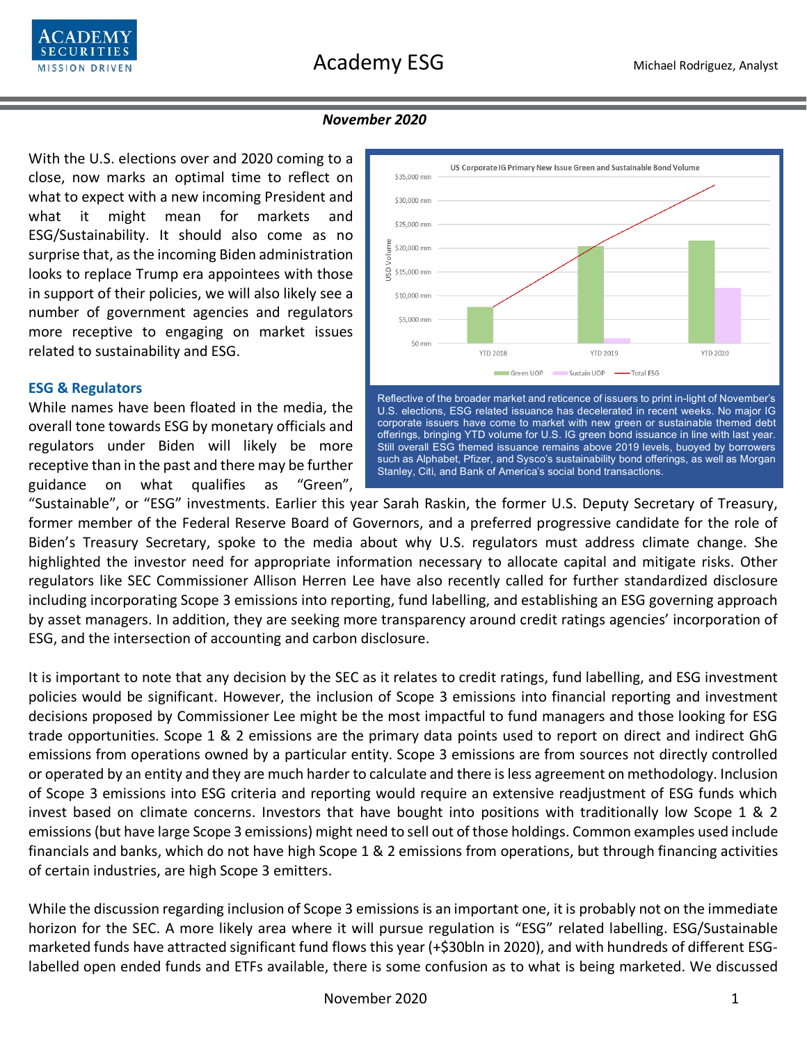# Academy ESG

Michael Rodriguez, Analyst

*November 2020*

With the U.S. elections over and 2020 coming to a close, now marks an optimal time to reflect on what to expect with a new incoming President and what it might mean for markets and ESG/Sustainability. It should also come as no surprise that, as the incoming Biden administration looks to replace Trump era appointees with those in support of their policies, we will also likely see a number of government agencies and regulators more receptive to engaging on market issues related to sustainability and ESG.

Reflective of the broader market and reticence of issuers to print in-light of November's U.S. elections, ESG related issuance has decelerated in recent weeks. No major IG corporate issuers have come to market with new green or sustainable themed debt offerings, bringing YTD volume for U.S. IG green bond issuance in line with last year. Still overall ESG themed issuance remains above 2019 levels, buoyed by borrowers such as Alphabet, Pfizer, and Sysco's sustainability bond offerings, as well as Morgan Stanley, Citi, and Bank of America's social bond transactions.

## ESG & Regulators

While names have been floated in the media, the overall tone towards ESG by monetary officials and regulators under Biden will likely be more receptive than in the past and there may be further guidance on what qualifies as "Green", "Sustainable", or "ESG" investments. Earlier this year Sarah Raskin, the former U.S. Deputy Secretary of Treasury, former member of the Federal Reserve Board of Governors, and a preferred progressive candidate for the role of Biden's Treasury Secretary, spoke to the media about why U.S. regulators must address climate change. She highlighted the investor need for appropriate information necessary to allocate capital and mitigate risks. Other regulators like SEC Commissioner Allison Herren Lee have also recently called for further standardized disclosure including incorporating Scope 3 emissions into reporting, fund labelling, and establishing an ESG governing approach by asset managers. In addition, they are seeking more transparency around credit ratings agencies' incorporation of ESG, and the intersection of accounting and carbon disclosure.

It is important to note that any decision by the SEC as it relates to credit ratings, fund labelling, and ESG investment policies would be significant. However, the inclusion of Scope 3 emissions into financial reporting and investment decisions proposed by Commissioner Lee might be the most impactful to fund managers and those looking for ESG trade opportunities. Scope 1 & 2 emissions are the primary data points used to report on direct and indirect GhG emissions from operations owned by a particular entity. Scope 3 emissions are from sources not directly controlled or operated by an entity and they are much harder to calculate and there is less agreement on methodology. Inclusion of Scope 3 emissions into ESG criteria and reporting would require an extensive readjustment of ESG funds which invest based on climate concerns. Investors that have bought into positions with traditionally low Scope 1 & 2 emissions (but have large Scope 3 emissions) might need to sell out of those holdings. Common examples used include financials and banks, which do not have high Scope 1 & 2 emissions from operations, but through financing activities of certain industries, are high Scope 3 emitters.

While the discussion regarding inclusion of Scope 3 emissions is an important one, it is probably not on the immediate horizon for the SEC. A more likely area where it will pursue regulation is "ESG" related labelling. ESG/Sustainable marketed funds have attracted significant fund flows this year (+$30bln in 2020), and with hundreds of different ESG-labelled open ended funds and ETFs available, there is some confusion as to what is being marketed. We discussed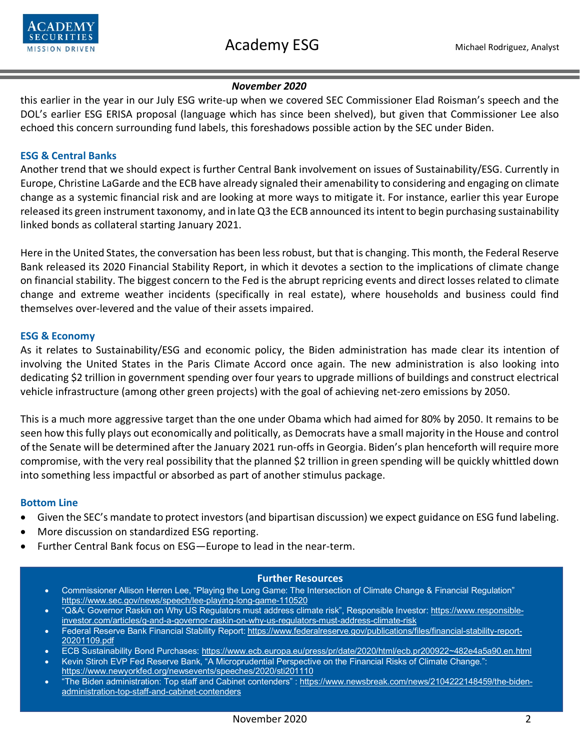*November 2020*

this earlier in the year in our July ESG write-up when we covered SEC Commissioner Elad Roisman's speech and the DOL's earlier ESG ERISA proposal (language which has since been shelved), but given that Commissioner Lee also echoed this concern surrounding fund labels, this foreshadows possible action by the SEC under Biden.

### ESG & Central Banks

Another trend that we should expect is further Central Bank involvement on issues of Sustainability/ESG. Currently in Europe, Christine LaGarde and the ECB have already signaled their amenability to considering and engaging on climate change as a systemic financial risk and are looking at more ways to mitigate it. For instance, earlier this year Europe released its green instrument taxonomy, and in late Q3 the ECB announced its intent to begin purchasing sustainability linked bonds as collateral starting January 2021.

Here in the United States, the conversation has been less robust, but that is changing. This month, the Federal Reserve Bank released its 2020 Financial Stability Report, in which it devotes a section to the implications of climate change on financial stability. The biggest concern to the Fed is the abrupt repricing events and direct losses related to climate change and extreme weather incidents (specifically in real estate), where households and business could find themselves over-levered and the value of their assets impaired.

### ESG & Economy

As it relates to Sustainability/ESG and economic policy, the Biden administration has made clear its intention of involving the United States in the Paris Climate Accord once again. The new administration is also looking into dedicating $2 trillion in government spending over four years to upgrade millions of buildings and construct electrical vehicle infrastructure (among other green projects) with the goal of achieving net-zero emissions by 2050.

This is a much more aggressive target than the one under Obama which had aimed for 80% by 2050. It remains to be seen how this fully plays out economically and politically, as Democrats have a small majority in the House and control of the Senate will be determined after the January 2021 run-offs in Georgia. Biden's plan henceforth will require more compromise, with the very real possibility that the planned $2 trillion in green spending will be quickly whittled down into something less impactful or absorbed as part of another stimulus package.

### Bottom Line

- Given the SEC's mandate to protect investors (and bipartisan discussion) we expect guidance on ESG fund labeling.
- More discussion on standardized ESG reporting.
- Further Central Bank focus on ESG—Europe to lead in the near-term.

### Further Resources

- Commissioner Allison Herren Lee, "Playing the Long Game: The Intersection of Climate Change & Financial Regulation" https://www.sec.gov/news/speech/lee-playing-long-game-110520
- "Q&A: Governor Raskin on Why US Regulators must address climate risk", Responsible Investor: https://www.responsible-investor.com/articles/q-and-a-governor-raskin-on-why-us-regulators-must-address-climate-risk
- Federal Reserve Bank Financial Stability Report: https://www.federalreserve.gov/publications/files/financial-stability-report-20201109.pdf
- ECB Sustainability Bond Purchases: https://www.ecb.europa.eu/press/pr/date/2020/html/ecb.pr200922~482e4a5a90.en.html
- Kevin Stiroh EVP Fed Reserve Bank, "A Microprudential Perspective on the Financial Risks of Climate Change.": https://www.newyorkfed.org/newsevents/speeches/2020/sti201110
- "The Biden administration: Top staff and Cabinet contenders" : https://www.newsbreak.com/news/2104222148459/the-biden-administration-top-staff-and-cabinet-contenders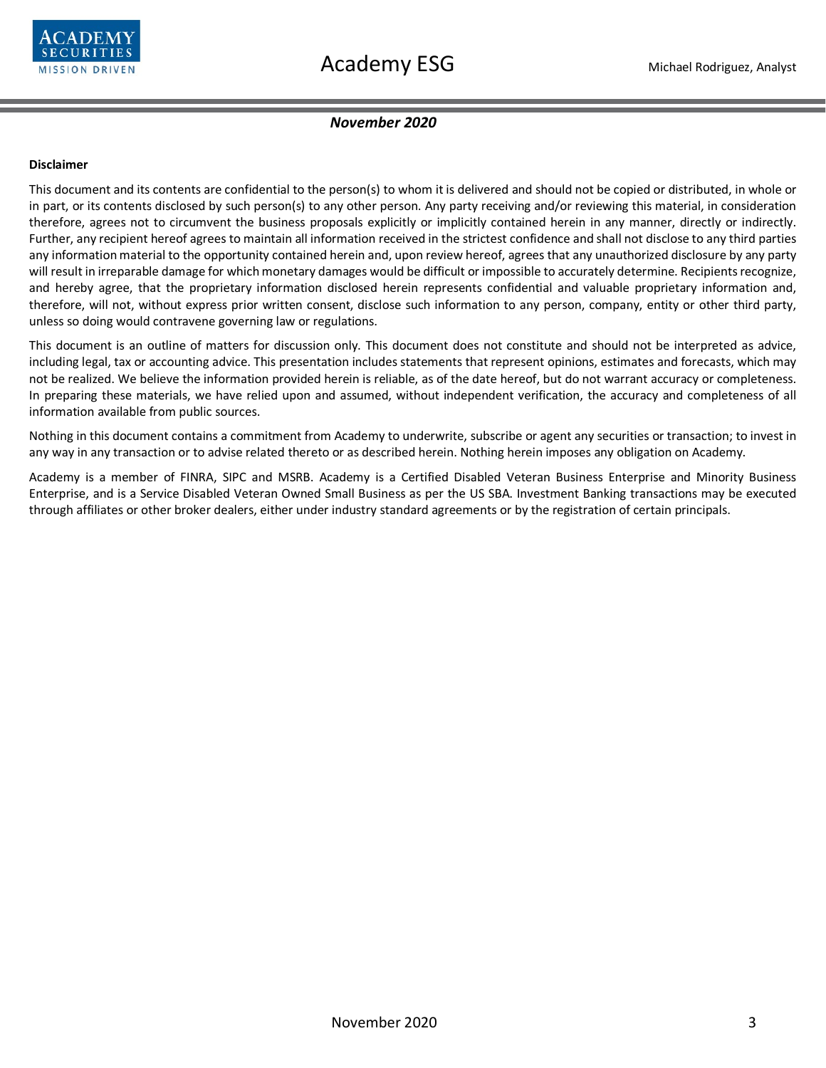*November 2020*

**Disclaimer**

This document and its contents are confidential to the person(s) to whom it is delivered and should not be copied or distributed, in whole or in part, or its contents disclosed by such person(s) to any other person. Any party receiving and/or reviewing this material, in consideration therefore, agrees not to circumvent the business proposals explicitly or implicitly contained herein in any manner, directly or indirectly. Further, any recipient hereof agrees to maintain all information received in the strictest confidence and shall not disclose to any third parties any information material to the opportunity contained herein and, upon review hereof, agrees that any unauthorized disclosure by any party will result in irreparable damage for which monetary damages would be difficult or impossible to accurately determine. Recipients recognize, and hereby agree, that the proprietary information disclosed herein represents confidential and valuable proprietary information and, therefore, will not, without express prior written consent, disclose such information to any person, company, entity or other third party, unless so doing would contravene governing law or regulations.

This document is an outline of matters for discussion only. This document does not constitute and should not be interpreted as advice, including legal, tax or accounting advice. This presentation includes statements that represent opinions, estimates and forecasts, which may not be realized. We believe the information provided herein is reliable, as of the date hereof, but do not warrant accuracy or completeness. In preparing these materials, we have relied upon and assumed, without independent verification, the accuracy and completeness of all information available from public sources.

Nothing in this document contains a commitment from Academy to underwrite, subscribe or agent any securities or transaction; to invest in any way in any transaction or to advise related thereto or as described herein. Nothing herein imposes any obligation on Academy.

Academy is a member of FINRA, SIPC and MSRB. Academy is a Certified Disabled Veteran Business Enterprise and Minority Business Enterprise, and is a Service Disabled Veteran Owned Small Business as per the US SBA. Investment Banking transactions may be executed through affiliates or other broker dealers, either under industry standard agreements or by the registration of certain principals.